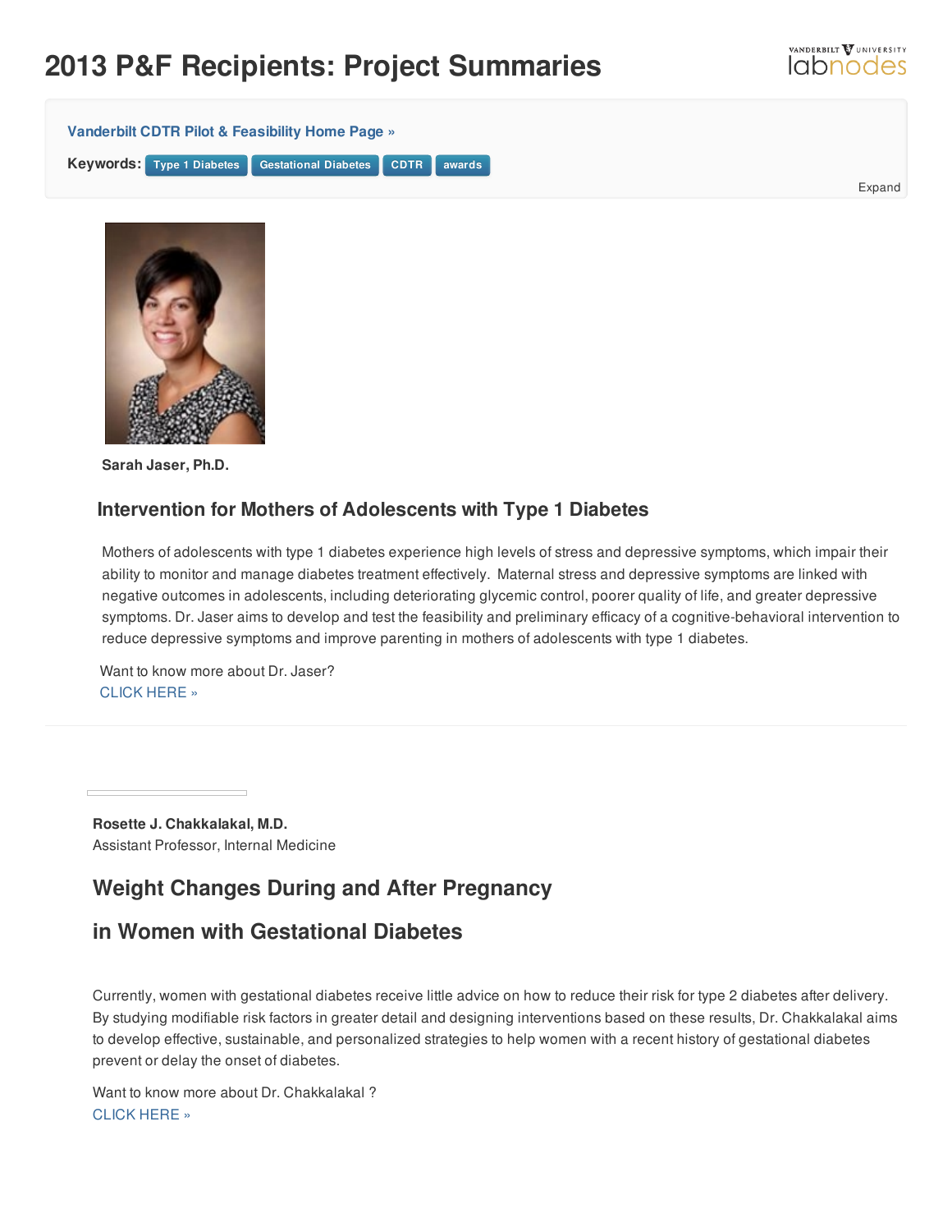# 2013 P&F Recipients: Project Summaries

Vanderbilt University labnodes

**Vanderbilt CDTR Pilot & Feasibility Home Page »**

**Keywords:** Type 1 Diabetes | Gestational Diabetes | CDTR | awards

Expand

**Sarah Jaser, Ph.D.**

## Intervention for Mothers of Adolescents with Type 1 Diabetes

Mothers of adolescents with type 1 diabetes experience high levels of stress and depressive symptoms, which impair their ability to monitor and manage diabetes treatment effectively. Maternal stress and depressive symptoms are linked with negative outcomes in adolescents, including deteriorating glycemic control, poorer quality of life, and greater depressive symptoms. Dr. Jaser aims to develop and test the feasibility and preliminary efficacy of a cognitive-behavioral intervention to reduce depressive symptoms and improve parenting in mothers of adolescents with type 1 diabetes.

Want to know more about Dr. Jaser?
CLICK HERE »

---

**Rosette J. Chakkalakal, M.D.**
Assistant Professor, Internal Medicine

## Weight Changes During and After Pregnancy

## in Women with Gestational Diabetes

Currently, women with gestational diabetes receive little advice on how to reduce their risk for type 2 diabetes after delivery. By studying modifiable risk factors in greater detail and designing interventions based on these results, Dr. Chakkalakal aims to develop effective, sustainable, and personalized strategies to help women with a recent history of gestational diabetes prevent or delay the onset of diabetes.

Want to know more about Dr. Chakkalakal ?
CLICK HERE »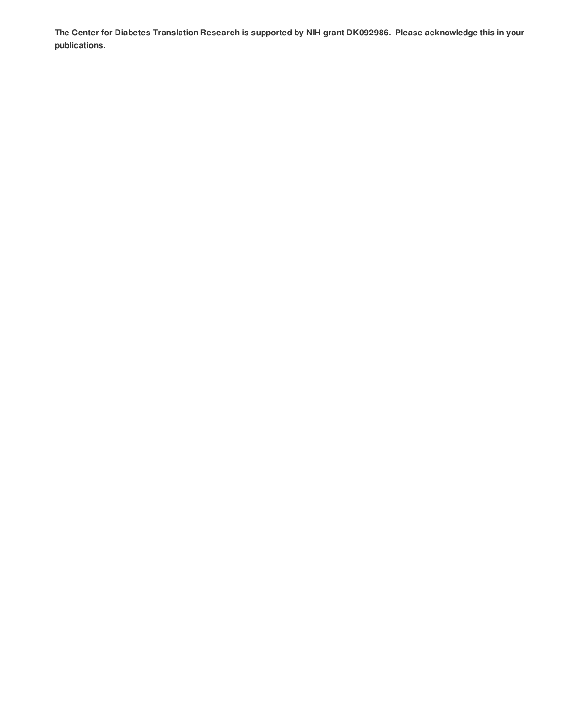**The Center for Diabetes Translation Research is supported by NIH grant DK092986. Please acknowledge this in your publications.**